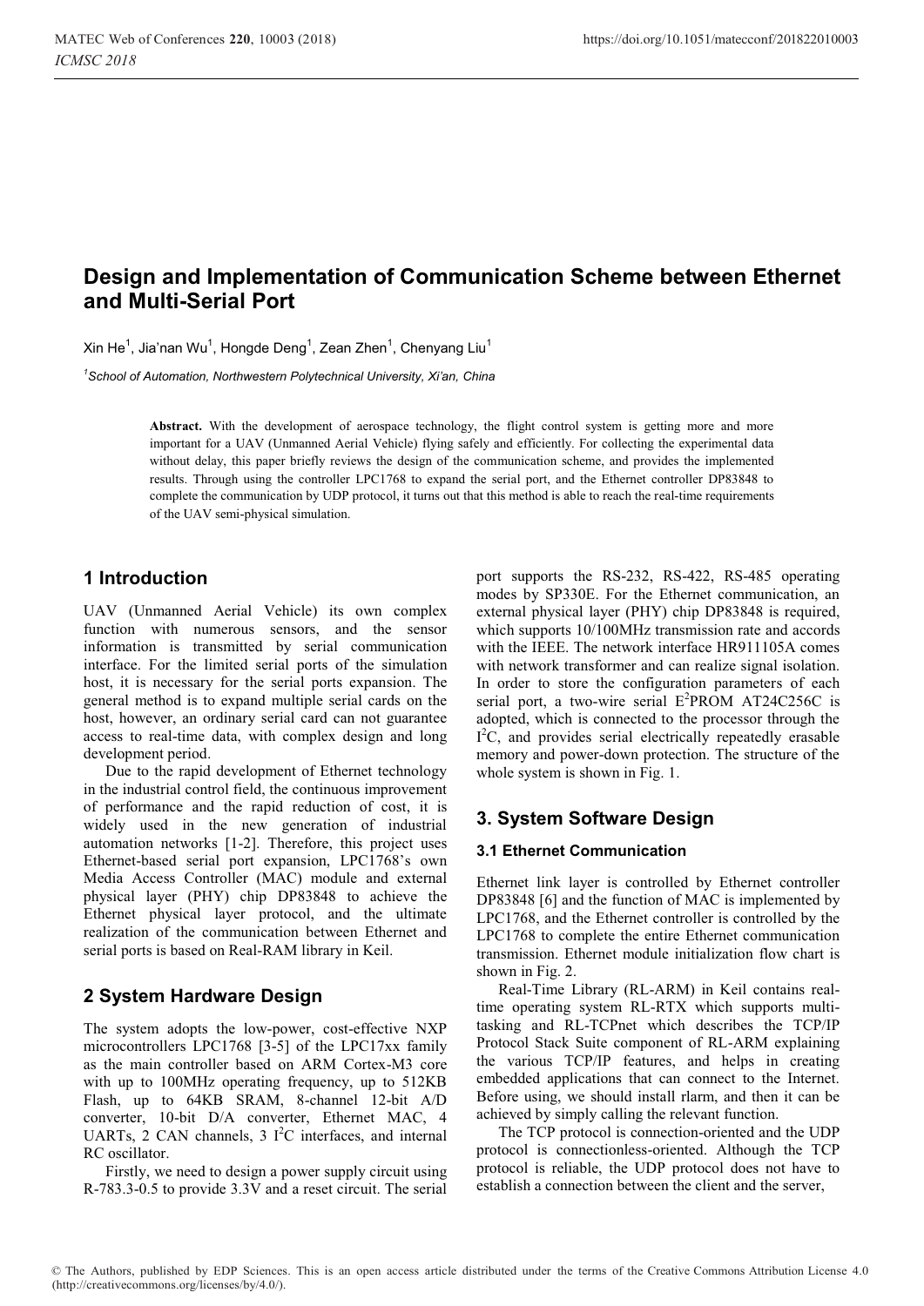# Design and Implementation of Communication Scheme between Ethernet and Multi-Serial Port

Xin He[1], Jia'nan Wu[1], Hongde Deng[1], Zean Zhen[1], Chenyang Liu[1]

[1]*School of Automation, Northwestern Polytechnical University, Xi'an, China*

**Abstract.** With the development of aerospace technology, the flight control system is getting more and more important for a UAV (Unmanned Aerial Vehicle) flying safely and efficiently. For collecting the experimental data without delay, this paper briefly reviews the design of the communication scheme, and provides the implemented results. Through using the controller LPC1768 to expand the serial port, and the Ethernet controller DP83848 to complete the communication by UDP protocol, it turns out that this method is able to reach the real-time requirements of the UAV semi-physical simulation.

## 1 Introduction

UAV (Unmanned Aerial Vehicle) its own complex function with numerous sensors, and the sensor information is transmitted by serial communication interface. For the limited serial ports of the simulation host, it is necessary for the serial ports expansion. The general method is to expand multiple serial cards on the host, however, an ordinary serial card can not guarantee access to real-time data, with complex design and long development period.

Due to the rapid development of Ethernet technology in the industrial control field, the continuous improvement of performance and the rapid reduction of cost, it is widely used in the new generation of industrial automation networks [1-2]. Therefore, this project uses Ethernet-based serial port expansion, LPC1768's own Media Access Controller (MAC) module and external physical layer (PHY) chip DP83848 to achieve the Ethernet physical layer protocol, and the ultimate realization of the communication between Ethernet and serial ports is based on Real-RAM library in Keil.

## 2 System Hardware Design

The system adopts the low-power, cost-effective NXP microcontrollers LPC1768 [3-5] of the LPC17xx family as the main controller based on ARM Cortex-M3 core with up to 100MHz operating frequency, up to 512KB Flash, up to 64KB SRAM, 8-channel 12-bit A/D converter, 10-bit D/A converter, Ethernet MAC, 4 UARTs, 2 CAN channels, 3 $I^2C$ interfaces, and internal RC oscillator.

Firstly, we need to design a power supply circuit using R-783.3-0.5 to provide 3.3V and a reset circuit. The serial port supports the RS-232, RS-422, RS-485 operating modes by SP330E. For the Ethernet communication, an external physical layer (PHY) chip DP83848 is required, which supports 10/100MHz transmission rate and accords with the IEEE. The network interface HR911105A comes with network transformer and can realize signal isolation. In order to store the configuration parameters of each serial port, a two-wire serial $E^2$PROM AT24C256C is adopted, which is connected to the processor through the $I^2C$, and provides serial electrically repeatedly erasable memory and power-down protection. The structure of the whole system is shown in Fig. 1.

## 3. System Software Design

### 3.1 Ethernet Communication

Ethernet link layer is controlled by Ethernet controller DP83848 [6] and the function of MAC is implemented by LPC1768, and the Ethernet controller is controlled by the LPC1768 to complete the entire Ethernet communication transmission. Ethernet module initialization flow chart is shown in Fig. 2.

Real-Time Library (RL-ARM) in Keil contains real-time operating system RL-RTX which supports multi-tasking and RL-TCPnet which describes the TCP/IP Protocol Stack Suite component of RL-ARM explaining the various TCP/IP features, and helps in creating embedded applications that can connect to the Internet. Before using, we should install rlarm, and then it can be achieved by simply calling the relevant function.

The TCP protocol is connection-oriented and the UDP protocol is connectionless-oriented. Although the TCP protocol is reliable, the UDP protocol does not have to establish a connection between the client and the server,

© The Authors, published by EDP Sciences. This is an open access article distributed under the terms of the Creative Commons Attribution License 4.0 (http://creativecommons.org/licenses/by/4.0/).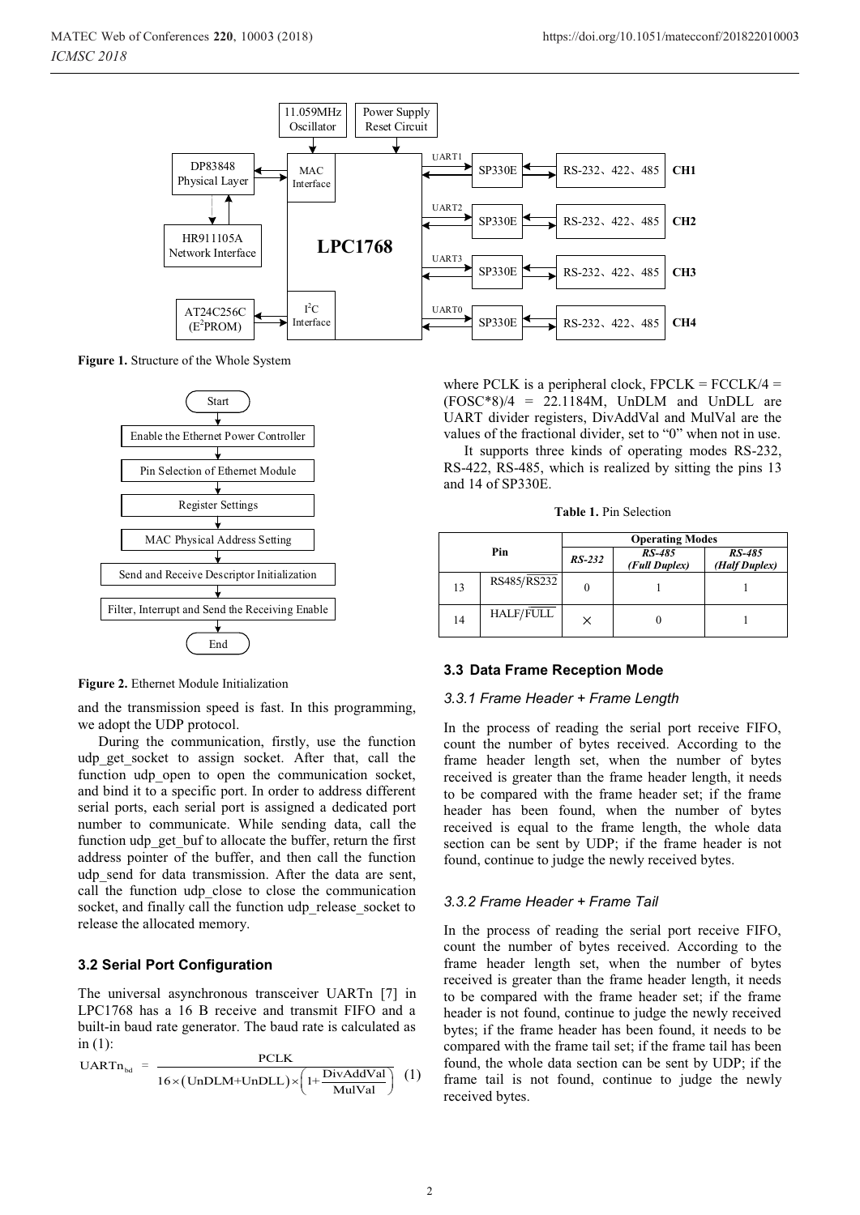Figure 1. Structure of the Whole System

Figure 2. Ethernet Module Initialization

and the transmission speed is fast. In this programming, we adopt the UDP protocol.

During the communication, firstly, use the function udp_get_socket to assign socket. After that, call the function udp_open to open the communication socket, and bind it to a specific port. In order to address different serial ports, each serial port is assigned a dedicated port number to communicate. While sending data, call the function udp_get_buf to allocate the buffer, return the first address pointer of the buffer, and then call the function udp_send for data transmission. After the data are sent, call the function udp_close to close the communication socket, and finally call the function udp_release_socket to release the allocated memory.

### 3.2 Serial Port Configuration

The universal asynchronous transceiver UARTn [7] in LPC1768 has a 16 B receive and transmit FIFO and a built-in baud rate generator. The baud rate is calculated as in (1):

$$\mathrm{UARTn_{bd}} = \frac{\mathrm{PCLK}}{16\times(\mathrm{UnDLM}+\mathrm{UnDLL})\times\left(1+\frac{\mathrm{DivAddVal}}{\mathrm{MulVal}}\right)} \quad (1)$$

where PCLK is a peripheral clock, FPCLK = FCCLK/4 = (FOSC*8)/4 = 22.1184M, UnDLM and UnDLL are UART divider registers, DivAddVal and MulVal are the values of the fractional divider, set to "0" when not in use.

It supports three kinds of operating modes RS-232, RS-422, RS-485, which is realized by sitting the pins 13 and 14 of SP330E.

**Table 1.** Pin Selection

| Pin | | Operating Modes | | |
|---|---|---|---|---|
| | | ***RS-232*** | ***RS-485 (Full Duplex)*** | ***RS-485 (Half Duplex)*** |
| 13 | RS485/$\overline{\text{RS232}}$ | 0 | 1 | 1 |
| 14 | HALF/$\overline{\text{FULL}}$ | × | 0 | 1 |

### 3.3 Data Frame Reception Mode

#### *3.3.1 Frame Header + Frame Length*

In the process of reading the serial port receive FIFO, count the number of bytes received. According to the frame header length set, when the number of bytes received is greater than the frame header length, it needs to be compared with the frame header set; if the frame header has been found, when the number of bytes received is equal to the frame length, the whole data section can be sent by UDP; if the frame header is not found, continue to judge the newly received bytes.

#### *3.3.2 Frame Header + Frame Tail*

In the process of reading the serial port receive FIFO, count the number of bytes received. According to the frame header length set, when the number of bytes received is greater than the frame header length, it needs to be compared with the frame header set; if the frame header is not found, continue to judge the newly received bytes; if the frame header has been found, it needs to be compared with the frame tail set; if the frame tail has been found, the whole data section can be sent by UDP; if the frame tail is not found, continue to judge the newly received bytes.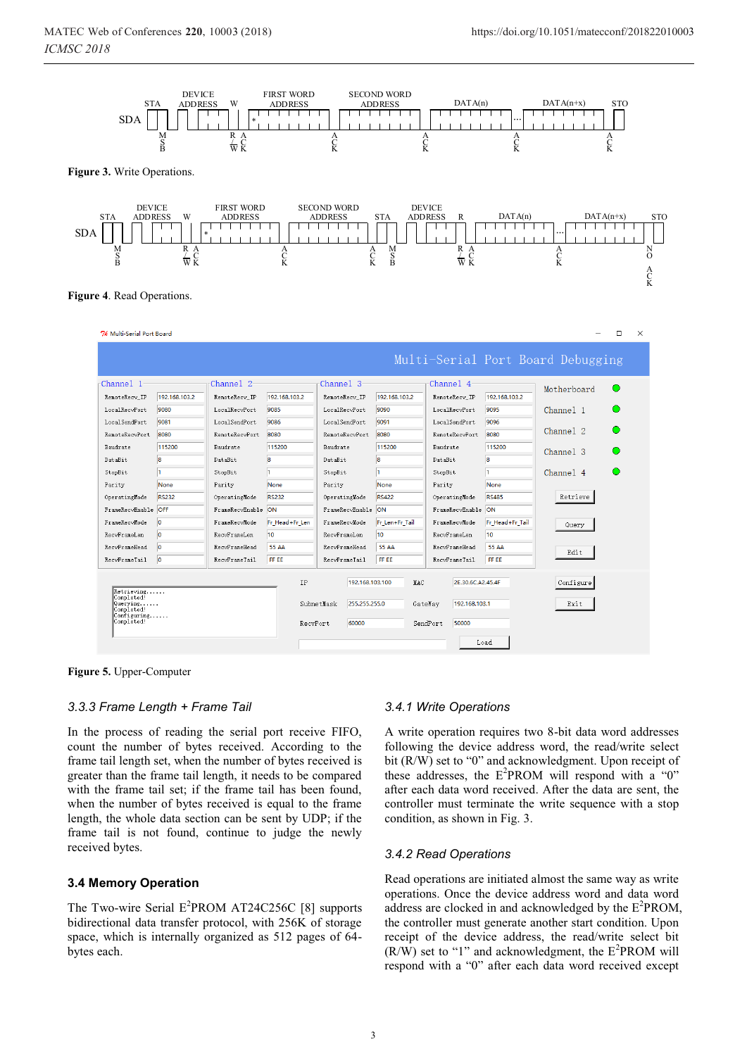**Figure 3.** Write Operations.

**Figure 4**. Read Operations.

**Figure 5.** Upper-Computer

### 3.3.3 Frame Length + Frame Tail

In the process of reading the serial port receive FIFO, count the number of bytes received. According to the frame tail length set, when the number of bytes received is greater than the frame tail length, it needs to be compared with the frame tail set; if the frame tail has been found, when the number of bytes received is equal to the frame length, the whole data section can be sent by UDP; if the frame tail is not found, continue to judge the newly received bytes.

## 3.4 Memory Operation

The Two-wire Serial E$^2$PROM AT24C256C [8] supports bidirectional data transfer protocol, with 256K of storage space, which is internally organized as 512 pages of 64-bytes each.

### 3.4.1 Write Operations

A write operation requires two 8-bit data word addresses following the device address word, the read/write select bit (R/W) set to "0" and acknowledgment. Upon receipt of these addresses, the E$^2$PROM will respond with a "0" after each data word received. After the data are sent, the controller must terminate the write sequence with a stop condition, as shown in Fig. 3.

### 3.4.2 Read Operations

Read operations are initiated almost the same way as write operations. Once the device address word and data word address are clocked in and acknowledged by the E$^2$PROM, the controller must generate another start condition. Upon receipt of the device address, the read/write select bit (R/W) set to "1" and acknowledgment, the E$^2$PROM will respond with a "0" after each data word received except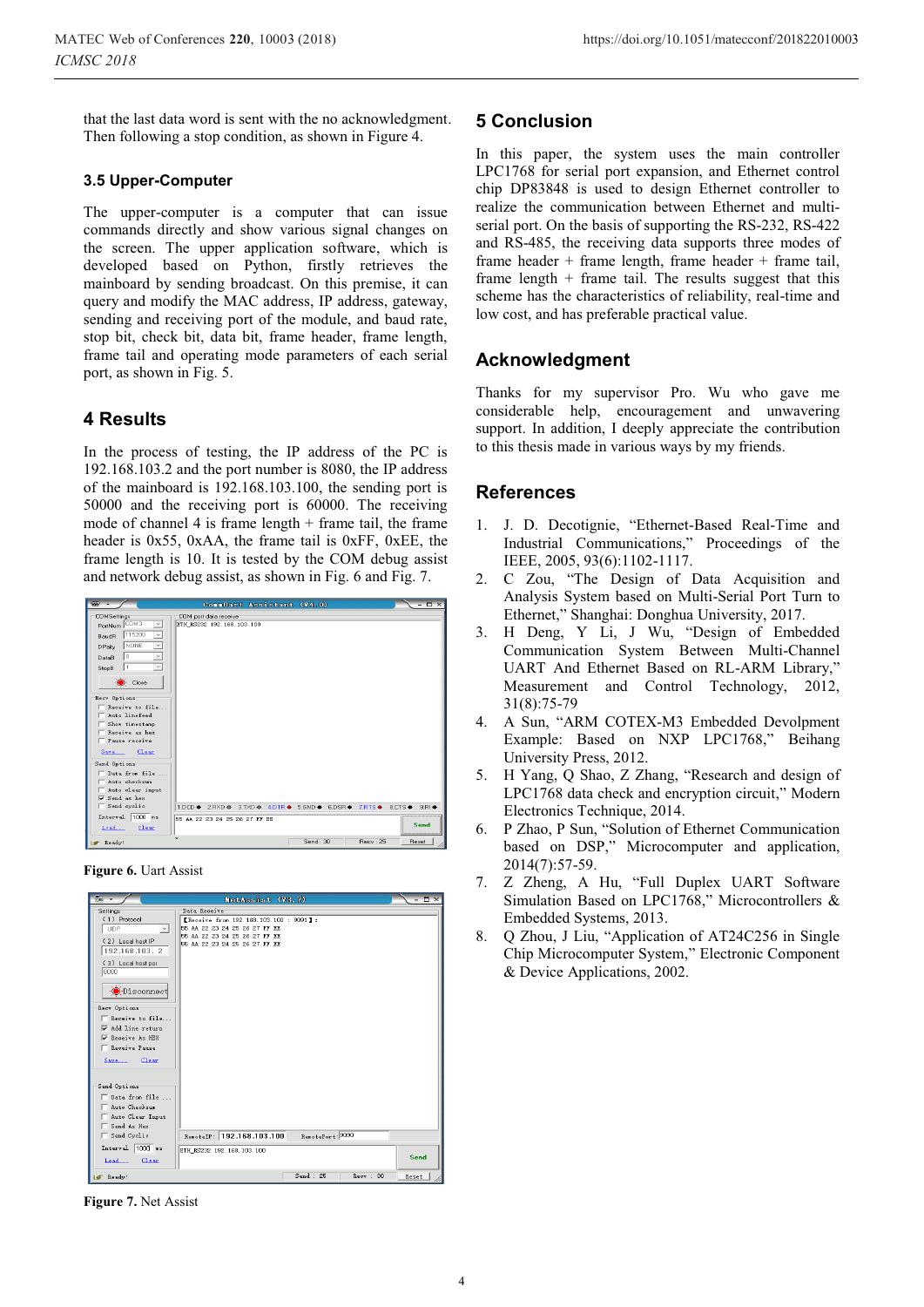that the last data word is sent with the no acknowledgment. Then following a stop condition, as shown in Figure 4.

### 3.5 Upper-Computer

The upper-computer is a computer that can issue commands directly and show various signal changes on the screen. The upper application software, which is developed based on Python, firstly retrieves the mainboard by sending broadcast. On this premise, it can query and modify the MAC address, IP address, gateway, sending and receiving port of the module, and baud rate, stop bit, check bit, data bit, frame header, frame length, frame tail and operating mode parameters of each serial port, as shown in Fig. 5.

## 4 Results

In the process of testing, the IP address of the PC is 192.168.103.2 and the port number is 8080, the IP address of the mainboard is 192.168.103.100, the sending port is 50000 and the receiving port is 60000. The receiving mode of channel 4 is frame length + frame tail, the frame header is 0x55, 0xAA, the frame tail is 0xFF, 0xEE, the frame length is 10. It is tested by the COM debug assist and network debug assist, as shown in Fig. 6 and Fig. 7.

**Figure 6.** Uart Assist

**Figure 7.** Net Assist

## 5 Conclusion

In this paper, the system uses the main controller LPC1768 for serial port expansion, and Ethernet control chip DP83848 is used to design Ethernet controller to realize the communication between Ethernet and multi-serial port. On the basis of supporting the RS-232, RS-422 and RS-485, the receiving data supports three modes of frame header + frame length, frame header + frame tail, frame length + frame tail. The results suggest that this scheme has the characteristics of reliability, real-time and low cost, and has preferable practical value.

## Acknowledgment

Thanks for my supervisor Pro. Wu who gave me considerable help, encouragement and unwavering support. In addition, I deeply appreciate the contribution to this thesis made in various ways by my friends.

## References

1. J. D. Decotignie, "Ethernet-Based Real-Time and Industrial Communications," Proceedings of the IEEE, 2005, 93(6):1102-1117.
2. C Zou, "The Design of Data Acquisition and Analysis System based on Multi-Serial Port Turn to Ethernet," Shanghai: Donghua University, 2017.
3. H Deng, Y Li, J Wu, "Design of Embedded Communication System Between Multi-Channel UART And Ethernet Based on RL-ARM Library," Measurement and Control Technology, 2012, 31(8):75-79
4. A Sun, "ARM COTEX-M3 Embedded Devolpment Example: Based on NXP LPC1768," Beihang University Press, 2012.
5. H Yang, Q Shao, Z Zhang, "Research and design of LPC1768 data check and encryption circuit," Modern Electronics Technique, 2014.
6. P Zhao, P Sun, "Solution of Ethernet Communication based on DSP," Microcomputer and application, 2014(7):57-59.
7. Z Zheng, A Hu, "Full Duplex UART Software Simulation Based on LPC1768," Microcontrollers & Embedded Systems, 2013.
8. Q Zhou, J Liu, "Application of AT24C256 in Single Chip Microcomputer System," Electronic Component & Device Applications, 2002.